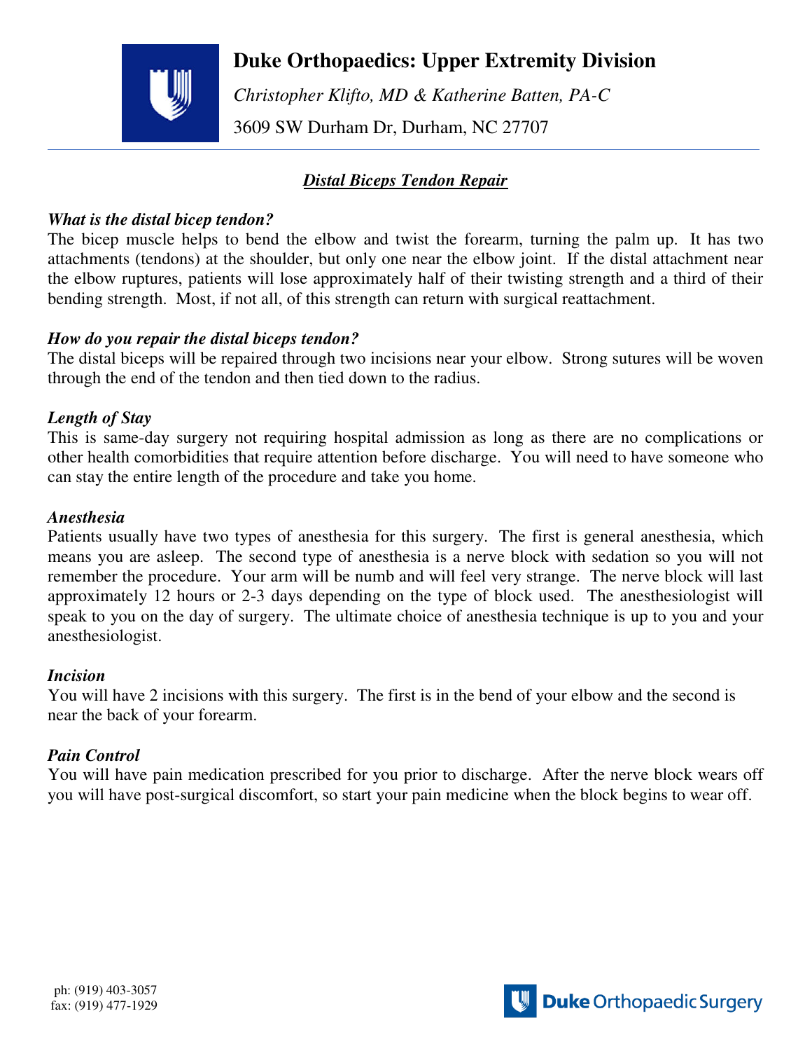# Duke Orthopaedics: Upper Extremity Division

*Christopher Klifto, MD & Katherine Batten, PA-C*

3609 SW Durham Dr, Durham, NC 27707

---

## *Distal Biceps Tendon Repair*

### *What is the distal bicep tendon?*

The bicep muscle helps to bend the elbow and twist the forearm, turning the palm up. It has two attachments (tendons) at the shoulder, but only one near the elbow joint. If the distal attachment near the elbow ruptures, patients will lose approximately half of their twisting strength and a third of their bending strength. Most, if not all, of this strength can return with surgical reattachment.

### *How do you repair the distal biceps tendon?*

The distal biceps will be repaired through two incisions near your elbow. Strong sutures will be woven through the end of the tendon and then tied down to the radius.

### *Length of Stay*

This is same-day surgery not requiring hospital admission as long as there are no complications or other health comorbidities that require attention before discharge. You will need to have someone who can stay the entire length of the procedure and take you home.

### *Anesthesia*

Patients usually have two types of anesthesia for this surgery. The first is general anesthesia, which means you are asleep. The second type of anesthesia is a nerve block with sedation so you will not remember the procedure. Your arm will be numb and will feel very strange. The nerve block will last approximately 12 hours or 2-3 days depending on the type of block used. The anesthesiologist will speak to you on the day of surgery. The ultimate choice of anesthesia technique is up to you and your anesthesiologist.

### *Incision*

You will have 2 incisions with this surgery. The first is in the bend of your elbow and the second is near the back of your forearm.

### *Pain Control*

You will have pain medication prescribed for you prior to discharge. After the nerve block wears off you will have post-surgical discomfort, so start your pain medicine when the block begins to wear off.

ph: (919) 403-3057
fax: (919) 477-1929

Duke Orthopaedic Surgery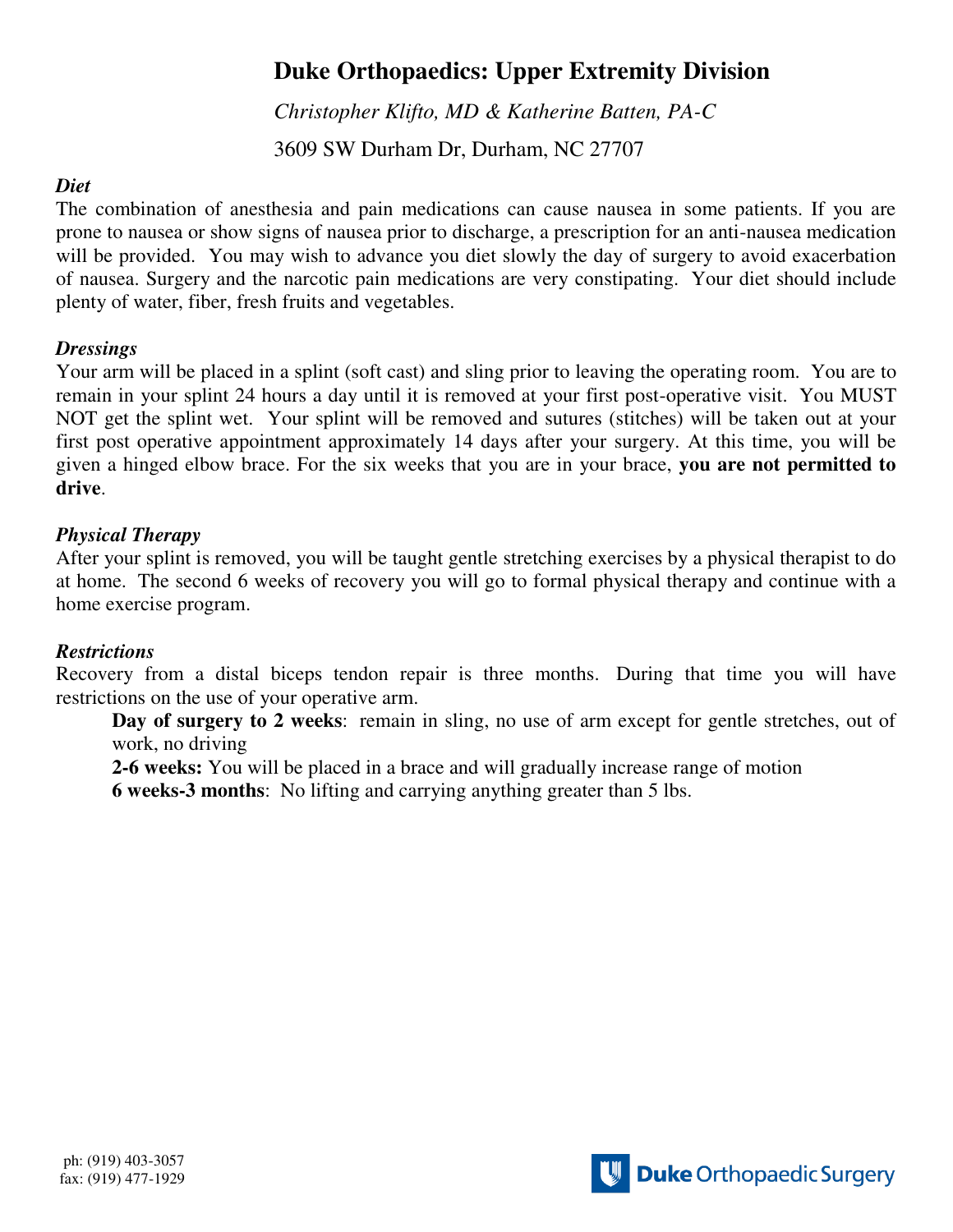# Duke Orthopaedics: Upper Extremity Division

*Christopher Klifto, MD & Katherine Batten, PA-C*

3609 SW Durham Dr, Durham, NC 27707

### *Diet*

The combination of anesthesia and pain medications can cause nausea in some patients. If you are prone to nausea or show signs of nausea prior to discharge, a prescription for an anti-nausea medication will be provided. You may wish to advance you diet slowly the day of surgery to avoid exacerbation of nausea. Surgery and the narcotic pain medications are very constipating. Your diet should include plenty of water, fiber, fresh fruits and vegetables.

### *Dressings*

Your arm will be placed in a splint (soft cast) and sling prior to leaving the operating room. You are to remain in your splint 24 hours a day until it is removed at your first post-operative visit. You MUST NOT get the splint wet. Your splint will be removed and sutures (stitches) will be taken out at your first post operative appointment approximately 14 days after your surgery. At this time, you will be given a hinged elbow brace. For the six weeks that you are in your brace, **you are not permitted to drive**.

### *Physical Therapy*

After your splint is removed, you will be taught gentle stretching exercises by a physical therapist to do at home. The second 6 weeks of recovery you will go to formal physical therapy and continue with a home exercise program.

### *Restrictions*

Recovery from a distal biceps tendon repair is three months. During that time you will have restrictions on the use of your operative arm.

**Day of surgery to 2 weeks**: remain in sling, no use of arm except for gentle stretches, out of work, no driving

**2-6 weeks:** You will be placed in a brace and will gradually increase range of motion

**6 weeks-3 months**: No lifting and carrying anything greater than 5 lbs.

ph: (919) 403-3057
fax: (919) 477-1929

Duke Orthopaedic Surgery